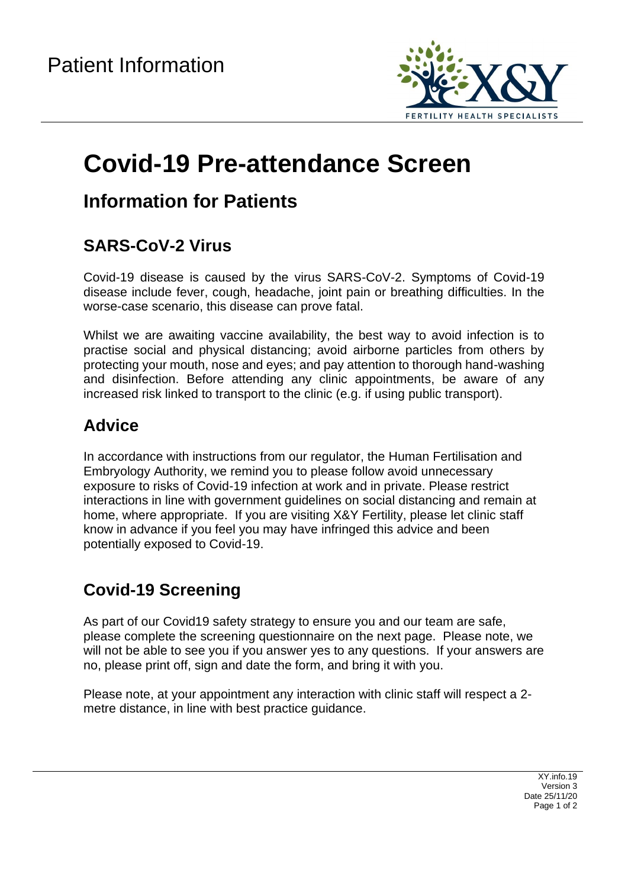Patient Information

# Covid-19 Pre-attendance Screen

## Information for Patients

### SARS-CoV-2 Virus

Covid-19 disease is caused by the virus SARS-CoV-2. Symptoms of Covid-19 disease include fever, cough, headache, joint pain or breathing difficulties. In the worse-case scenario, this disease can prove fatal.

Whilst we are awaiting vaccine availability, the best way to avoid infection is to practise social and physical distancing; avoid airborne particles from others by protecting your mouth, nose and eyes; and pay attention to thorough hand-washing and disinfection. Before attending any clinic appointments, be aware of any increased risk linked to transport to the clinic (e.g. if using public transport).

### Advice

In accordance with instructions from our regulator, the Human Fertilisation and Embryology Authority, we remind you to please follow avoid unnecessary exposure to risks of Covid-19 infection at work and in private. Please restrict interactions in line with government guidelines on social distancing and remain at home, where appropriate. If you are visiting X&Y Fertility, please let clinic staff know in advance if you feel you may have infringed this advice and been potentially exposed to Covid-19.

### Covid-19 Screening

As part of our Covid19 safety strategy to ensure you and our team are safe, please complete the screening questionnaire on the next page. Please note, we will not be able to see you if you answer yes to any questions. If your answers are no, please print off, sign and date the form, and bring it with you.

Please note, at your appointment any interaction with clinic staff will respect a 2-metre distance, in line with best practice guidance.

XY.info.19
Version 3
Date 25/11/20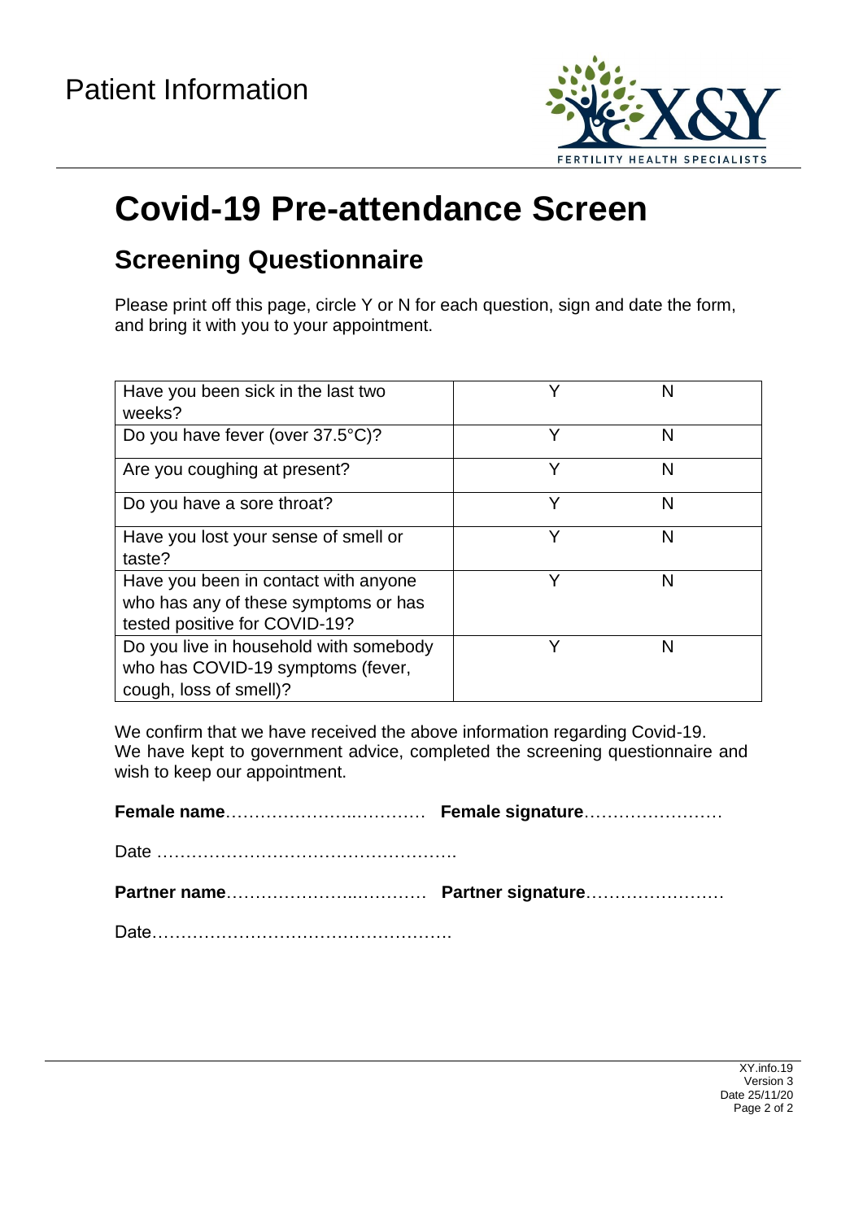Patient Information

FERTILITY HEALTH SPECIALISTS

# Covid-19 Pre-attendance Screen

## Screening Questionnaire

Please print off this page, circle Y or N for each question, sign and date the form, and bring it with you to your appointment.

| | | |
|---|---|---|
| Have you been sick in the last two weeks? | Y | N |
| Do you have fever (over 37.5°C)? | Y | N |
| Are you coughing at present? | Y | N |
| Do you have a sore throat? | Y | N |
| Have you lost your sense of smell or taste? | Y | N |
| Have you been in contact with anyone who has any of these symptoms or has tested positive for COVID-19? | Y | N |
| Do you live in household with somebody who has COVID-19 symptoms (fever, cough, loss of smell)? | Y | N |

We confirm that we have received the above information regarding Covid-19.
We have kept to government advice, completed the screening questionnaire and wish to keep our appointment.

**Female name**……………………..………… **Female signature**……………………

Date …………………………………………….

**Partner name**……………………..………… **Partner signature**……………………

Date…………………………………………….

XY.info.19
Version 3
Date 25/11/20